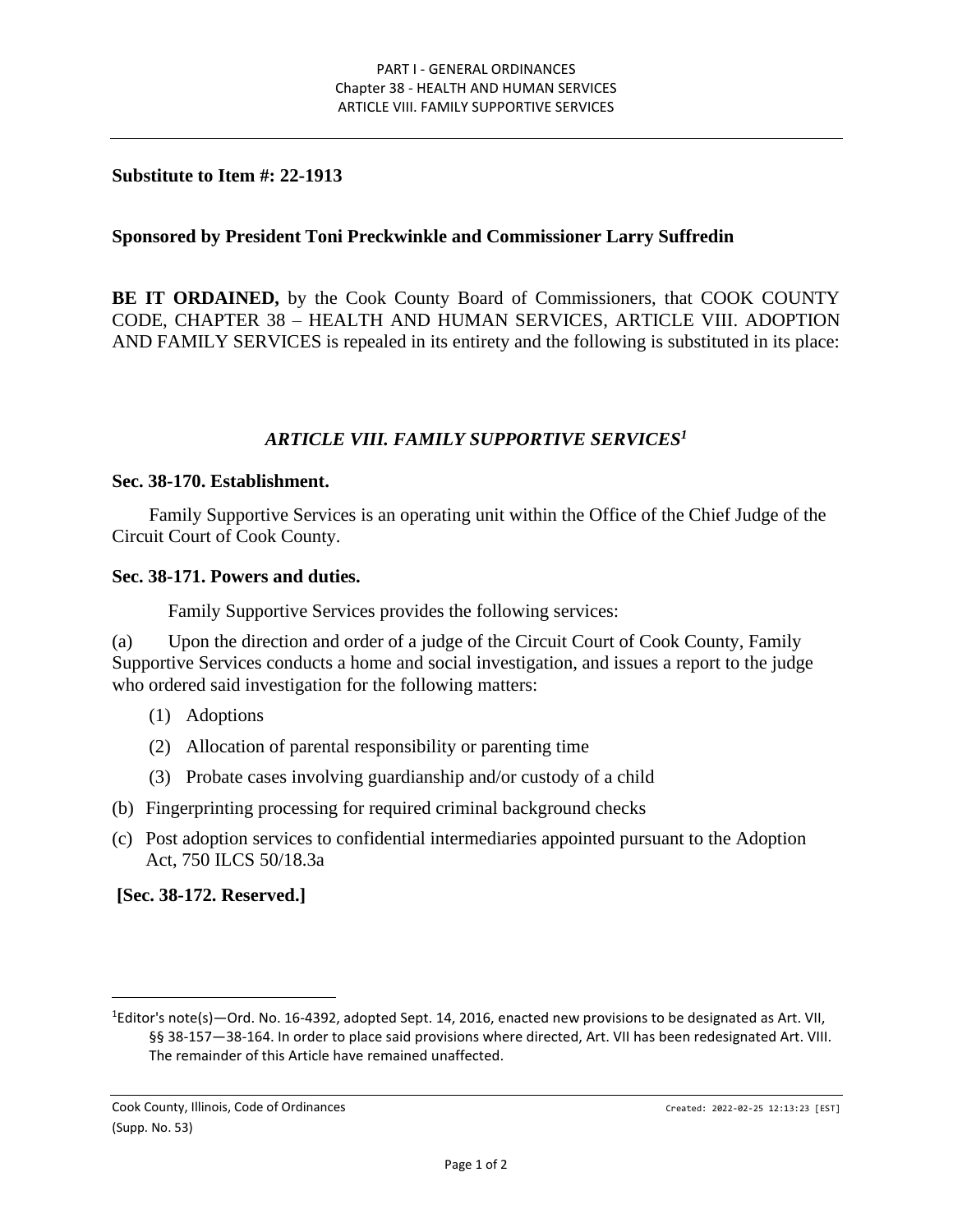**Substitute to Item #: 22-1913**

**Sponsored by President Toni Preckwinkle and Commissioner Larry Suffredin**

**BE IT ORDAINED,** by the Cook County Board of Commissioners, that COOK COUNTY CODE, CHAPTER 38 – HEALTH AND HUMAN SERVICES, ARTICLE VIII. ADOPTION AND FAMILY SERVICES is repealed in its entirety and the following is substituted in its place:

## *ARTICLE VIII. FAMILY SUPPORTIVE SERVICES*[1]

### Sec. 38-170. Establishment.

Family Supportive Services is an operating unit within the Office of the Chief Judge of the Circuit Court of Cook County.

### Sec. 38-171. Powers and duties.

Family Supportive Services provides the following services:

(a) Upon the direction and order of a judge of the Circuit Court of Cook County, Family Supportive Services conducts a home and social investigation, and issues a report to the judge who ordered said investigation for the following matters:

(1) Adoptions

(2) Allocation of parental responsibility or parenting time

(3) Probate cases involving guardianship and/or custody of a child

(b) Fingerprinting processing for required criminal background checks

(c) Post adoption services to confidential intermediaries appointed pursuant to the Adoption Act, 750 ILCS 50/18.3a

### [Sec. 38-172. Reserved.]

---

[1]Editor's note(s)—Ord. No. 16-4392, adopted Sept. 14, 2016, enacted new provisions to be designated as Art. VII, §§ 38-157—38-164. In order to place said provisions where directed, Art. VII has been redesignated Art. VIII. The remainder of this Article have remained unaffected.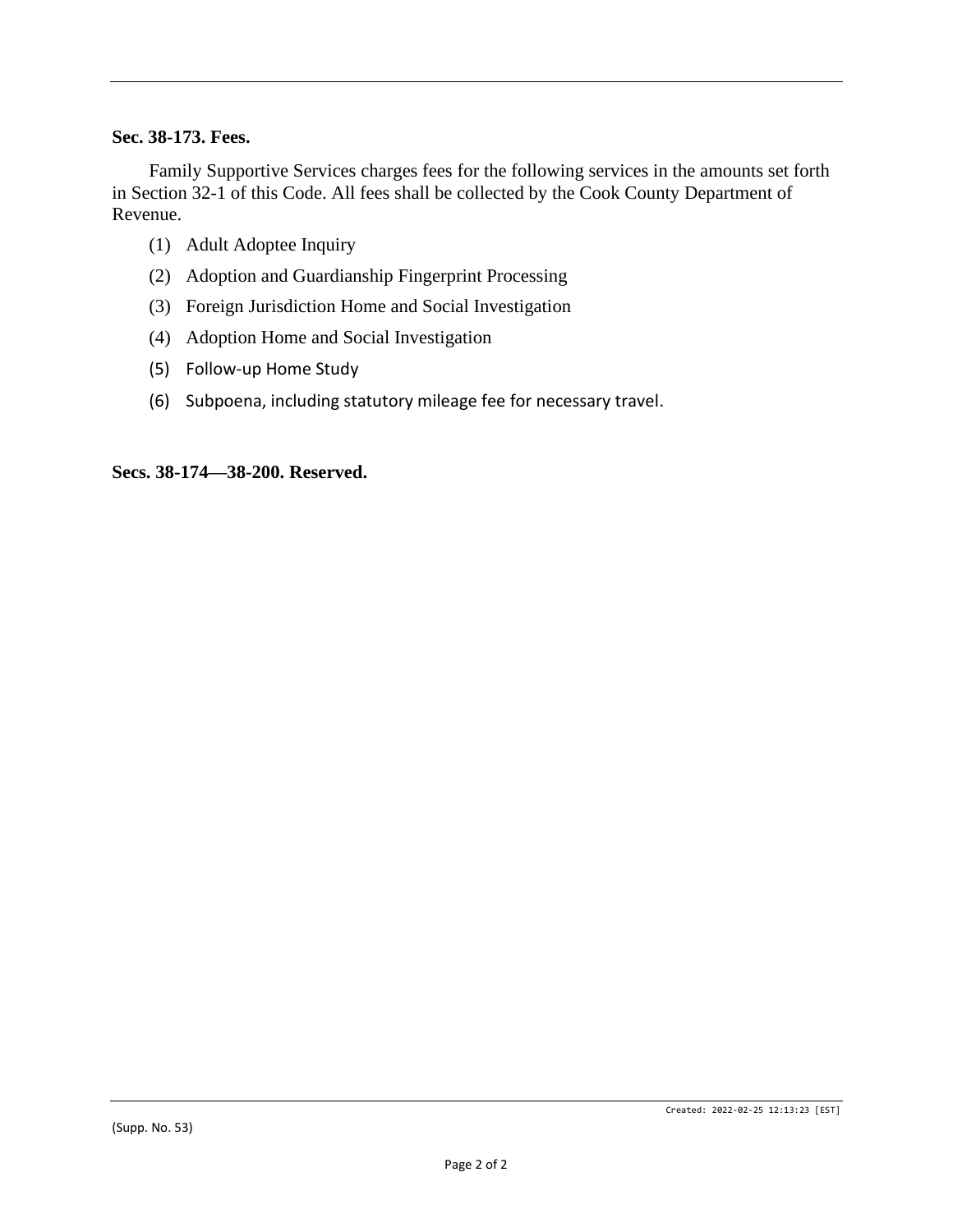**Sec. 38-173. Fees.**

Family Supportive Services charges fees for the following services in the amounts set forth in Section 32-1 of this Code. All fees shall be collected by the Cook County Department of Revenue.

(1) Adult Adoptee Inquiry

(2) Adoption and Guardianship Fingerprint Processing

(3) Foreign Jurisdiction Home and Social Investigation

(4) Adoption Home and Social Investigation

(5) Follow-up Home Study

(6) Subpoena, including statutory mileage fee for necessary travel.

**Secs. 38-174—38-200. Reserved.**